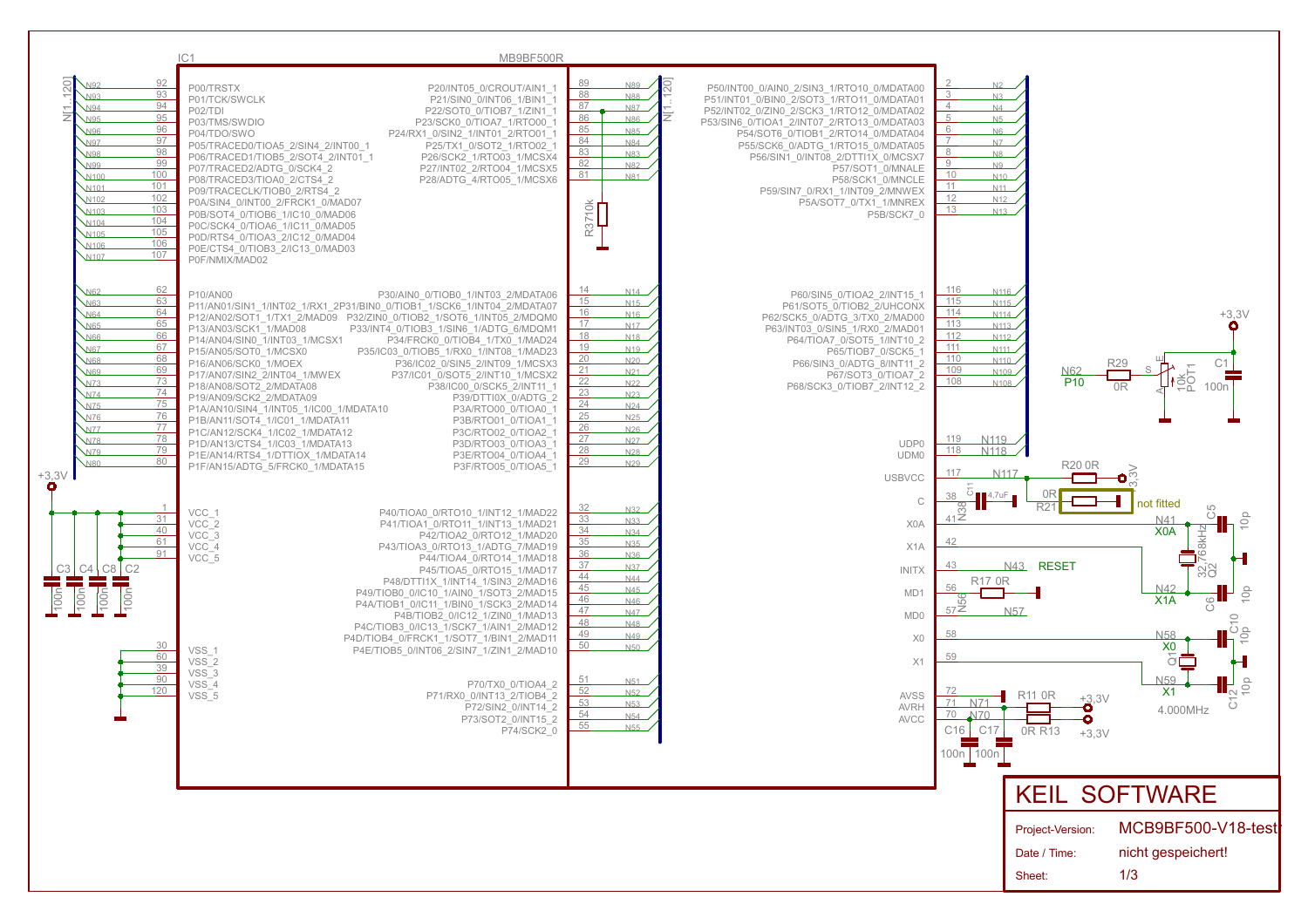IC1 — MB9BF500R

| Pin | Signal | Net |
|---|---|---|
| 92 | P00/TRSTX | N92 |
| 93 | P01/TCK/SWCLK | N93 |
| 94 | P02/TDI | N94 |
| 95 | P03/TMS/SWDIO | N95 |
| 96 | P04/TDO/SWO | N96 |
| 97 | P05/TRACED0/TIOA5_2/SIN4_2/INT00_1 | N97 |
| 98 | P06/TRACED1/TIOB5_2/SOT4_2/INT01_1 | N98 |
| 99 | P07/TRACED2/ADTG_0/SCK4_2 | N99 |
| 100 | P08/TRACED3/TIOA0_2/CTS4_2 | N100 |
| 101 | P09/TRACECLK/TIOB0_2/RTS4_2 | N101 |
| 102 | P0A/SIN4_0/INT00_2/FRCK1_0/MAD07 | N102 |
| 103 | P0B/SOT4_0/TIOB6_1/IC10_0/MAD06 | N103 |
| 104 | P0C/SCK4_0/TIOA6_1/IC11_0/MAD05 | N104 |
| 105 | P0D/RTS4_0/TIOA3_2/IC12_0/MAD04 | N105 |
| 106 | P0E/CTS4_0/TIOB3_2/IC13_0/MAD03 | N106 |
| 107 | P0F/NMIX/MAD02 | N107 |
| 62 | P10/AN00 | N62 |
| 63 | P11/AN01/SIN1_1/INT02_1/RX1_2P31/BIN0_0/TIOB1_1/SCK6_1/INT04_2/MDATA07 | N63 |
| 64 | P12/AN02/SOT1_1/TX1_2/MAD09 | N64 |
| 65 | P13/AN03/SCK1_1/MAD08 | N65 |
| 66 | P14/AN04/SIN0_1/INT03_1/MCSX1 | N66 |
| 67 | P15/AN05/SOT0_1/MCSX0 | N67 |
| 68 | P16/AN06/SCK0_1/MOEX | N68 |
| 69 | P17/AN07/SIN2_2/INT04_1/MWEX | N69 |
| 73 | P18/AN08/SOT2_2/MDATA08 | N73 |
| 74 | P19/AN09/SCK2_2/MDATA09 | N74 |
| 75 | P1A/AN10/SIN4_1/INT05_1/IC00_1/MDATA10 | N75 |
| 76 | P1B/AN11/SOT4_1/IC01_1/MDATA11 | N76 |
| 77 | P1C/AN12/SCK4_1/IC02_1/MDATA12 | N77 |
| 78 | P1D/AN13/CTS4_1/IC03_1/MDATA13 | N78 |
| 79 | P1E/AN14/RTS4_1/DTTIOX_1/MDATA14 | N79 |
| 80 | P1F/AN15/ADTG_5/FRCK0_1/MDATA15 | N80 |
| 89 | P20/INT05_0/CROUT/AIN1_1 | N89 |
| 88 | P21/SIN0_0/INT06_1/BIN1_1 | N88 |
| 87 | P22/SOT0_0/TIOB7_1/ZIN1_1 | N87 |
| 86 | P23/SCK0_0/TIOA7_1/RTO00_1 | N86 |
| 85 | P24/RX1_0/SIN2_1/INT01_2/RTO01_1 | N85 |
| 84 | P25/TX1_0/SOT2_1/RTO02_1 | N84 |
| 83 | P26/SCK2_1/RTO03_1/MCSX4 | N83 |
| 82 | P27/INT02_2/RTO04_1/MCSX5 | N82 |
| 81 | P28/ADTG_4/RTO05_1/MCSX6 | N81 |
| 14 | P30/AIN0_0/TIOB0_1/INT03_2/MDATA06 | N14 |
| 15 | P32/ZIN0_0/TIOB2_1/SOT6_1/INT05_2/MDQM0 | N15 |
| 16 | P33/INT04_0/TIOB3_1/SIN6_1/ADTG_6/MDQM1 | N16 |
| 17 | P34/FRCK0_0/TIOB4_1/TX0_1/MAD24 | N17 |
| 18 | P35/IC03_0/TIOB5_1/RX0_1/INT08_1/MAD23 | N18 |
| 19 | P36/IC02_0/SIN5_2/INT09_1/MCSX3 | N19 |
| 20 | P37/IC01_0/SOT5_2/INT10_1/MCSX2 | N20 |
| 21 | P38/IC00_0/SCK5_2/INT11_1 | N21 |
| 22 | P39/DTTI0X_0/ADTG_2 | N22 |
| 23 | P3A/RTO00_0/TIOA0_1 | N23 |
| 24 | P3B/RTO01_0/TIOA1_1 | N24 |
| 25 | P3C/RTO02_0/TIOA2_1 | N25 |
| 26 | P3D/RTO03_0/TIOA3_1 | N26 |
| 27 | P3E/RTO04_0/TIOA4_1 | N27 |
| 28 | P3F/RTO05_0/TIOA5_1 | N28 |
| 32 | P40/TIOA0_0/RTO10_1/INT12_1/MAD22 | N32 |
| 33 | P41/TIOA1_0/RTO11_1/INT13_1/MAD21 | N33 |
| 34 | P42/TIOA2_0/RTO12_1/MAD20 | N34 |
| 35 | P43/TIOA3_0/RTO13_1/ADTG_7/MAD19 | N35 |
| 36 | P44/TIOA4_0/RTO14_1/MAD18 | N36 |
| 37 | P45/TIOA5_0/RTO15_1/MAD17 | N37 |
| 44 | P48/DTTI1X_1/INT14_1/SIN3_2/MAD16 | N44 |
| 45 | P49/TIOB0_0/IC10_1/AIN0_1/SOT3_2/MAD15 | N45 |
| 46 | P4A/TIOB1_0/IC11_1/BIN0_1/SCK3_2/MAD14 | N46 |
| 47 | P4B/TIOB2_0/IC12_1/ZIN0_1/MAD13 | N47 |
| 48 | P4C/TIOB3_0/IC13_1/SCK7_1/AIN1_2/MAD12 | N48 |
| 49 | P4D/TIOB4_0/FRCK1_1/SOT7_1/BIN1_2/MAD11 | N49 |
| 50 | P4E/TIOB5_0/INT06_2/SIN7_1/ZIN1_2/MAD10 | N50 |
| 2 | P50/INT00_0/AIN0_2/SIN3_1/RTO10_0/MDATA00 | N2 |
| 3 | P51/INT01_0/BIN0_2/SOT3_1/RTO11_0/MDATA01 | N3 |
| 4 | P52/INT02_0/ZIN0_2/SCK3_1/RTO12_0/MDATA02 | N4 |
| 5 | P53/SIN6_0/TIOA1_2/INT07_2/RTO13_0/MDATA03 | N5 |
| 6 | P54/SOT6_0/TIOB1_2/RTO14_0/MDATA04 | N6 |
| 7 | P55/SCK6_0/ADTG_1/RTO15_0/MDATA05 | N7 |
| 8 | P56/SIN1_0/INT08_2/DTTI1X_0/MCSX7 | N8 |
| 9 | P57/SOT1_0/MNALE | N9 |
| 10 | P58/SCK1_0/MNCLE | N10 |
| 11 | P59/SIN7_0/RX1_1/INT09_2/MNWEX | N11 |
| 12 | P5A/SOT7_0/TX1_1/MNREX | N12 |
| 13 | P5B/SCK7_0 | N13 |
| 116 | P60/SIN5_0/TIOA2_2/INT15_1 | N116 |
| 115 | P61/SOT5_0/TIOB2_2/UHCONX | N115 |
| 114 | P62/SCK5_0/ADTG_3/TX0_2/MAD00 | N114 |
| 113 | P63/INT03_0/SIN5_1/RX0_2/MAD01 | N113 |
| 112 | P64/TIOA7_0/SOT5_1/INT10_2 | N112 |
| 111 | P65/TIOB7_0/SCK5_1 | N111 |
| 110 | P66/SIN3_0/ADTG_8/INT11_2 | N110 |
| 109 | P67/SOT3_0/TIOA7_2 | N109 |
| 108 | P68/SCK3_0/TIOB7_2/INT12_2 | N108 |
| 51 | P70/TX0_0/TIOA4_2 | N51 |
| 52 | P71/RX0_0/INT13_2/TIOB4_2 | N52 |
| 53 | P72/SIN2_0/INT14_2 | N53 |
| 54 | P73/SOT2_0/INT15_2 | N54 |
| 55 | P74/SCK2_0 | N55 |
| 119 | UDP0 | N119 |
| 118 | UDM0 | N118 |
| 117 | USBVCC | N117 |
| 38 | C | N38 |
| 41 | X0A | N41 |
| 42 | X1A | N42 |
| 43 | INITX | N43 (RESET) |
| 56 | MD1 | N56 |
| 57 | MD0 | N57 |
| 58 | X0 | N58 |
| 59 | X1 | N59 |
| 72 | AVSS | |
| 71 | AVRH | N71 |
| 70 | AVCC | N70 |
| 1 | VCC_1 | +3,3V |
| 31 | VCC_2 | +3,3V |
| 40 | VCC_3 | +3,3V |
| 61 | VCC_4 | +3,3V |
| 91 | VCC_5 | +3,3V |
| 30 | VSS_1 | GND |
| 60 | VSS_2 | GND |
| 39 | VSS_3 | GND |
| 90 | VSS_4 | GND |
| 120 | VSS_5 | GND |

Bus: N[1..120]

Components:
- R37 10k (pull-down on N87)
- R29 0R (N62 P10 to POT1)
- POT1 10k, C1 100n, +3,3V
- C3, C4, C8, C2: 100n (VCC decoupling, +3,3V)
- C11 4.7uF (pin C, N38)
- R20 0R (USBVCC to +3,3V)
- R21 0R — not fitted
- Q2 32.768kHz, C5 10p, C6 10p (X0A / X1A)
- Q1 4.000MHz, C10 10p, C12 10p (X0 / X1)
- R17 0R (MD1, N56)
- R11 0R, R13 0R (AVRH / AVCC to +3,3V)
- C16 100n, C17 100n

| KEIL SOFTWARE | |
|---|---|
| Project-Version: | MCB9BF500-V18-test |
| Date / Time: | nicht gespeichert! |
| Sheet: | 1/3 |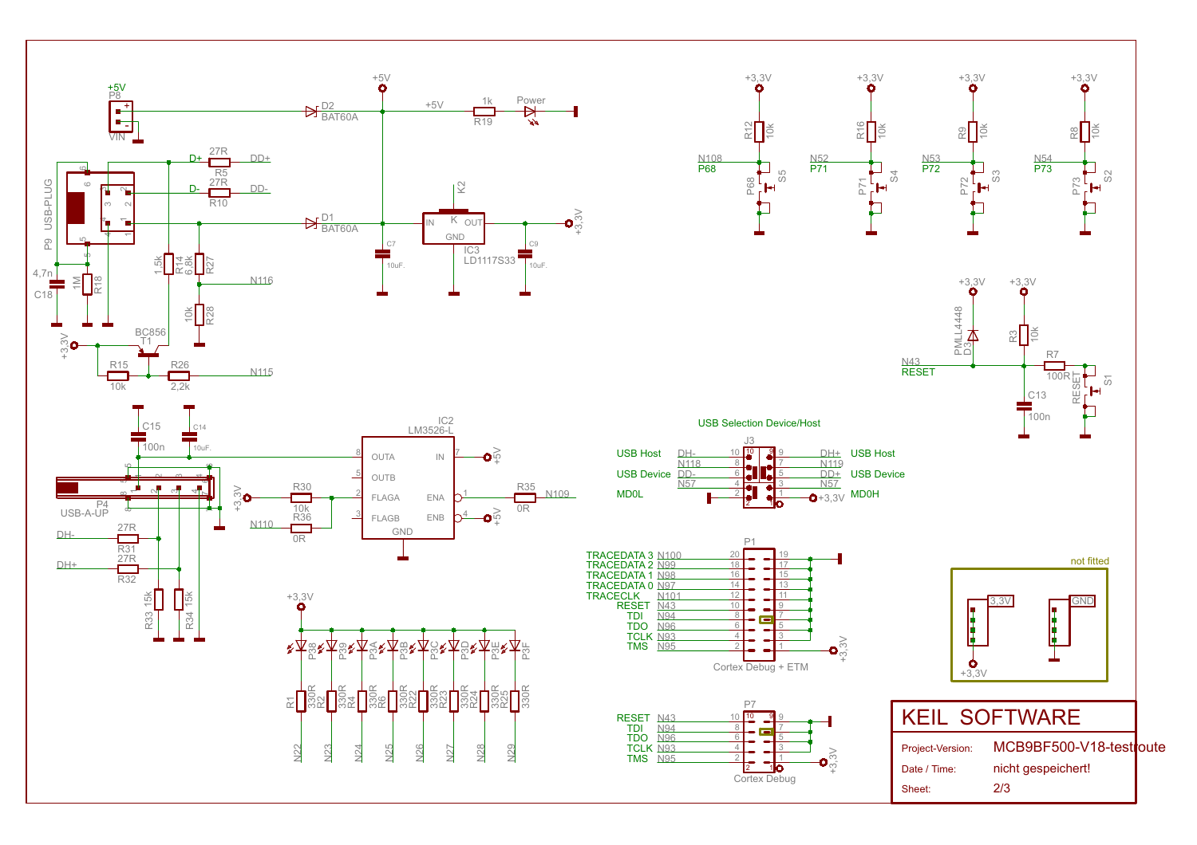KEIL SOFTWARE

| | |
|---|---|
| Project-Version: | MCB9BF500-V18-testroute |
| Date / Time: | nicht gespeichert! |
| Sheet: | 2/3 |

USB Selection Device/Host

| | | J3 | | | |
|---|---|---|---|---|---|
| USB Host | DH- | 10 | 9 | DH+ | USB Host |
| | N118 | 8 | 7 | N119 | |
| USB Device | DD- | 6 | 5 | DD+ | USB Device |
| | N57 | 4 | 3 | N57 | |
| MD0L | | 2 | 1 | +3,3V | MD0H |

Cortex Debug + ETM (P1)

| Signal | Net | Pin | Pin |
|---|---|---|---|
| TRACEDATA 3 | N100 | 20 | 19 |
| TRACEDATA 2 | N99 | 18 | 17 |
| TRACEDATA 1 | N98 | 16 | 15 |
| TRACEDATA 0 | N97 | 14 | 13 |
| TRACECLK | N101 | 12 | 11 |
| RESET | N43 | 10 | 9 |
| TDI | N94 | 8 | 7 |
| TDO | N96 | 6 | 5 |
| TCLK | N93 | 4 | 3 |
| TMS | N95 | 2 | 1 |

Cortex Debug (P7)

| Signal | Net | Pin | Pin |
|---|---|---|---|
| RESET | N43 | 10 | 9 |
| TDI | N94 | 8 | 7 |
| TDO | N96 | 6 | 5 |
| TCLK | N93 | 4 | 3 |
| TMS | N95 | 2 | 1 |

not fitted: 3,3V, GND

Power supply: P8 +5V VIN; D2 BAT60A; D1 BAT60A; +5V; R19 1k; Power LED; IC3 LD1117S33 (IN, K, OUT, GND), K2; C7 10uF.; C9 10uF.; +3,3V

USB-PLUG P9: D+, D-, R5 27R DD+, R10 27R DD-, C18 4,7n, R18 1M, R14 1,5k, R27 6,8k, R28 10k, N116, T1 BC856, R15 10k, R26 2,2k, N115, +3,3V

IC2 LM3526-L: OUTA, OUTB, FLAGA, FLAGB, GND, IN, ENA, ENB; C15 100n, C14 10uF.; P4 USB-A-UP; R30 10k; R36 0R N110; R35 0R N109; +5V; +3,3V; R31 27R DH-; R32 27R DH+; R33 15k; R34 15k

LEDs: P38, P39, P3A, P3B, P3C, P3D, P3E, P3F; R1 330R N22, R2 330R N23, R4 330R N24, R6 330R N25, R22 330R N26, R23 330R N27, R24 330R N28, R25 330R N29

Buttons: R12 10k N108 P68 S5; R16 10k N52 P71 S4; R9 10k N53 P72 S3; R8 10k N54 P73 S2

Reset: D3 PMLL4448, R3 10k, R7 100R, N43 RESET, C13 100n, S1 RESET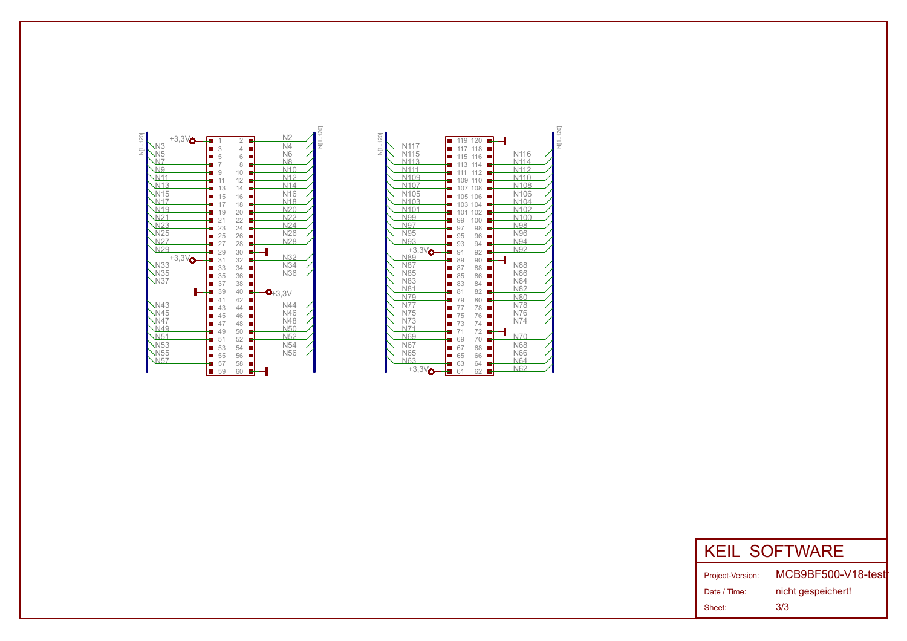N[1..120]

+3,3V

| | | | |
|---|---|---|---|
| +3,3V | 1 | 2 | N2 |
| N3 | 3 | 4 | N4 |
| N5 | 5 | 6 | N6 |
| N7 | 7 | 8 | N8 |
| N9 | 9 | 10 | N10 |
| N11 | 11 | 12 | N12 |
| N13 | 13 | 14 | N14 |
| N15 | 15 | 16 | N16 |
| N17 | 17 | 18 | N18 |
| N19 | 19 | 20 | N20 |
| N21 | 21 | 22 | N22 |
| N23 | 23 | 24 | N24 |
| N25 | 25 | 26 | N26 |
| N27 | 27 | 28 | N28 |
| N29 | 29 | 30 | |
| +3,3V | 31 | 32 | N32 |
| N33 | 33 | 34 | N34 |
| N35 | 35 | 36 | N36 |
| N37 | 37 | 38 | |
| | 39 | 40 | +3,3V |
| | 41 | 42 | |
| N43 | 43 | 44 | N44 |
| N45 | 45 | 46 | N46 |
| N47 | 47 | 48 | N48 |
| N49 | 49 | 50 | N50 |
| N51 | 51 | 52 | N52 |
| N53 | 53 | 54 | N54 |
| N55 | 55 | 56 | N56 |
| N57 | 57 | 58 | |
| | 59 | 60 | |

N[1..120]

| | | | |
|---|---|---|---|
| | 119 | 120 | |
| N117 | 117 | 118 | |
| N115 | 115 | 116 | N116 |
| N113 | 113 | 114 | N114 |
| N111 | 111 | 112 | N112 |
| N109 | 109 | 110 | N110 |
| N107 | 107 | 108 | N108 |
| N105 | 105 | 106 | N106 |
| N103 | 103 | 104 | N104 |
| N101 | 101 | 102 | N102 |
| N99 | 99 | 100 | N100 |
| N97 | 97 | 98 | N98 |
| N95 | 95 | 96 | N96 |
| N93 | 93 | 94 | N94 |
| +3,3V | 91 | 92 | N92 |
| N89 | 89 | 90 | |
| N87 | 87 | 88 | N88 |
| N85 | 85 | 86 | N86 |
| N83 | 83 | 84 | N84 |
| N81 | 81 | 82 | N82 |
| N79 | 79 | 80 | N80 |
| N77 | 77 | 78 | N78 |
| N75 | 75 | 76 | N76 |
| N73 | 73 | 74 | N74 |
| N71 | 71 | 72 | |
| N69 | 69 | 70 | N70 |
| N67 | 67 | 68 | N68 |
| N65 | 65 | 66 | N66 |
| N63 | 63 | 64 | N64 |
| +3,3V | 61 | 62 | N62 |

N[1..120]

# KEIL SOFTWARE

| | |
|---|---|
| Project-Version: | MCB9BF500-V18-test |
| Date / Time: | nicht gespeichert! |
| Sheet: | 3/3 |